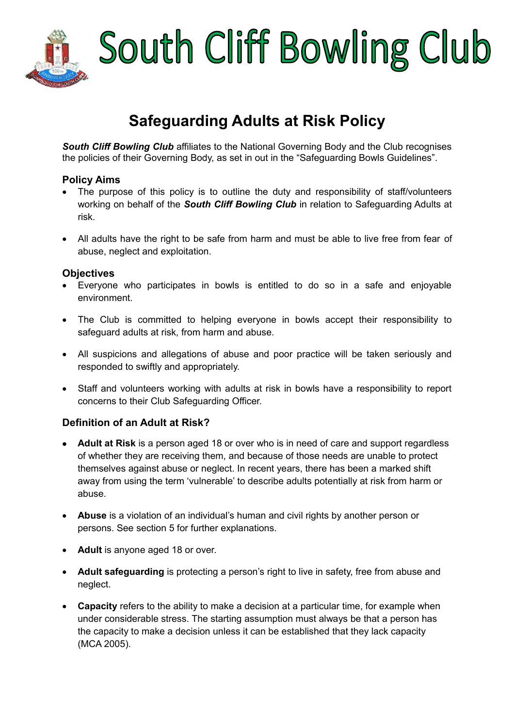# South Cliff Bowling Club

## Safeguarding Adults at Risk Policy

***South Cliff Bowling Club*** affiliates to the National Governing Body and the Club recognises the policies of their Governing Body, as set in out in the "Safeguarding Bowls Guidelines".

### Policy Aims

- The purpose of this policy is to outline the duty and responsibility of staff/volunteers working on behalf of the ***South Cliff Bowling Club*** in relation to Safeguarding Adults at risk.
- All adults have the right to be safe from harm and must be able to live free from fear of abuse, neglect and exploitation.

### Objectives

- Everyone who participates in bowls is entitled to do so in a safe and enjoyable environment.
- The Club is committed to helping everyone in bowls accept their responsibility to safeguard adults at risk, from harm and abuse.
- All suspicions and allegations of abuse and poor practice will be taken seriously and responded to swiftly and appropriately.
- Staff and volunteers working with adults at risk in bowls have a responsibility to report concerns to their Club Safeguarding Officer.

### Definition of an Adult at Risk?

- **Adult at Risk** is a person aged 18 or over who is in need of care and support regardless of whether they are receiving them, and because of those needs are unable to protect themselves against abuse or neglect. In recent years, there has been a marked shift away from using the term 'vulnerable' to describe adults potentially at risk from harm or abuse.
- **Abuse** is a violation of an individual's human and civil rights by another person or persons. See section 5 for further explanations.
- **Adult** is anyone aged 18 or over.
- **Adult safeguarding** is protecting a person's right to live in safety, free from abuse and neglect.
- **Capacity** refers to the ability to make a decision at a particular time, for example when under considerable stress. The starting assumption must always be that a person has the capacity to make a decision unless it can be established that they lack capacity (MCA 2005).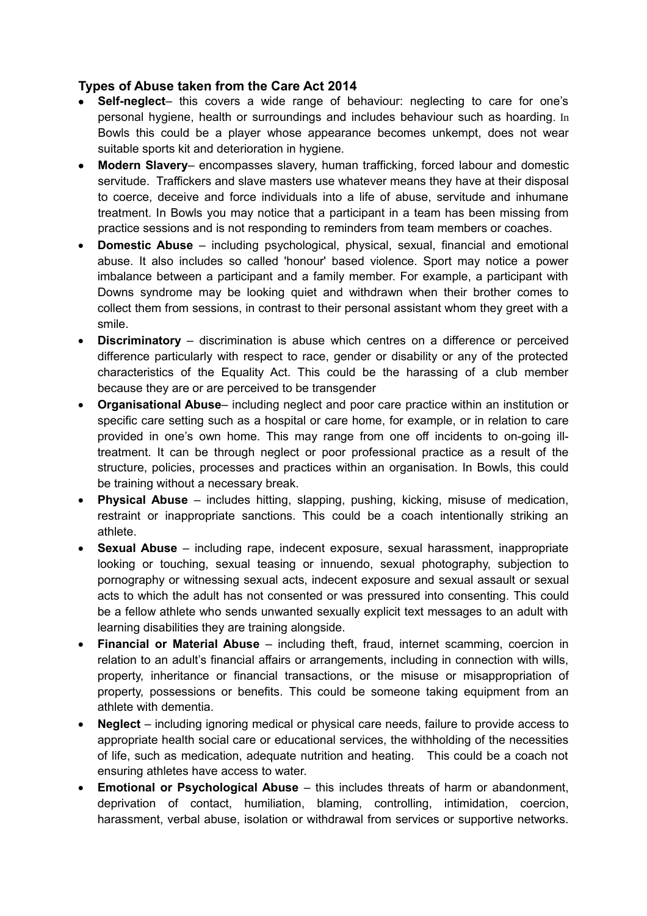### Types of Abuse taken from the Care Act 2014

- **Self-neglect**– this covers a wide range of behaviour: neglecting to care for one's personal hygiene, health or surroundings and includes behaviour such as hoarding. In Bowls this could be a player whose appearance becomes unkempt, does not wear suitable sports kit and deterioration in hygiene.
- **Modern Slavery**– encompasses slavery, human trafficking, forced labour and domestic servitude. Traffickers and slave masters use whatever means they have at their disposal to coerce, deceive and force individuals into a life of abuse, servitude and inhumane treatment. In Bowls you may notice that a participant in a team has been missing from practice sessions and is not responding to reminders from team members or coaches.
- **Domestic Abuse** – including psychological, physical, sexual, financial and emotional abuse. It also includes so called 'honour' based violence. Sport may notice a power imbalance between a participant and a family member. For example, a participant with Downs syndrome may be looking quiet and withdrawn when their brother comes to collect them from sessions, in contrast to their personal assistant whom they greet with a smile.
- **Discriminatory** – discrimination is abuse which centres on a difference or perceived difference particularly with respect to race, gender or disability or any of the protected characteristics of the Equality Act. This could be the harassing of a club member because they are or are perceived to be transgender
- **Organisational Abuse**– including neglect and poor care practice within an institution or specific care setting such as a hospital or care home, for example, or in relation to care provided in one's own home. This may range from one off incidents to on-going ill-treatment. It can be through neglect or poor professional practice as a result of the structure, policies, processes and practices within an organisation. In Bowls, this could be training without a necessary break.
- **Physical Abuse** – includes hitting, slapping, pushing, kicking, misuse of medication, restraint or inappropriate sanctions. This could be a coach intentionally striking an athlete.
- **Sexual Abuse** – including rape, indecent exposure, sexual harassment, inappropriate looking or touching, sexual teasing or innuendo, sexual photography, subjection to pornography or witnessing sexual acts, indecent exposure and sexual assault or sexual acts to which the adult has not consented or was pressured into consenting. This could be a fellow athlete who sends unwanted sexually explicit text messages to an adult with learning disabilities they are training alongside.
- **Financial or Material Abuse** – including theft, fraud, internet scamming, coercion in relation to an adult's financial affairs or arrangements, including in connection with wills, property, inheritance or financial transactions, or the misuse or misappropriation of property, possessions or benefits. This could be someone taking equipment from an athlete with dementia.
- **Neglect** – including ignoring medical or physical care needs, failure to provide access to appropriate health social care or educational services, the withholding of the necessities of life, such as medication, adequate nutrition and heating. This could be a coach not ensuring athletes have access to water.
- **Emotional or Psychological Abuse** – this includes threats of harm or abandonment, deprivation of contact, humiliation, blaming, controlling, intimidation, coercion, harassment, verbal abuse, isolation or withdrawal from services or supportive networks.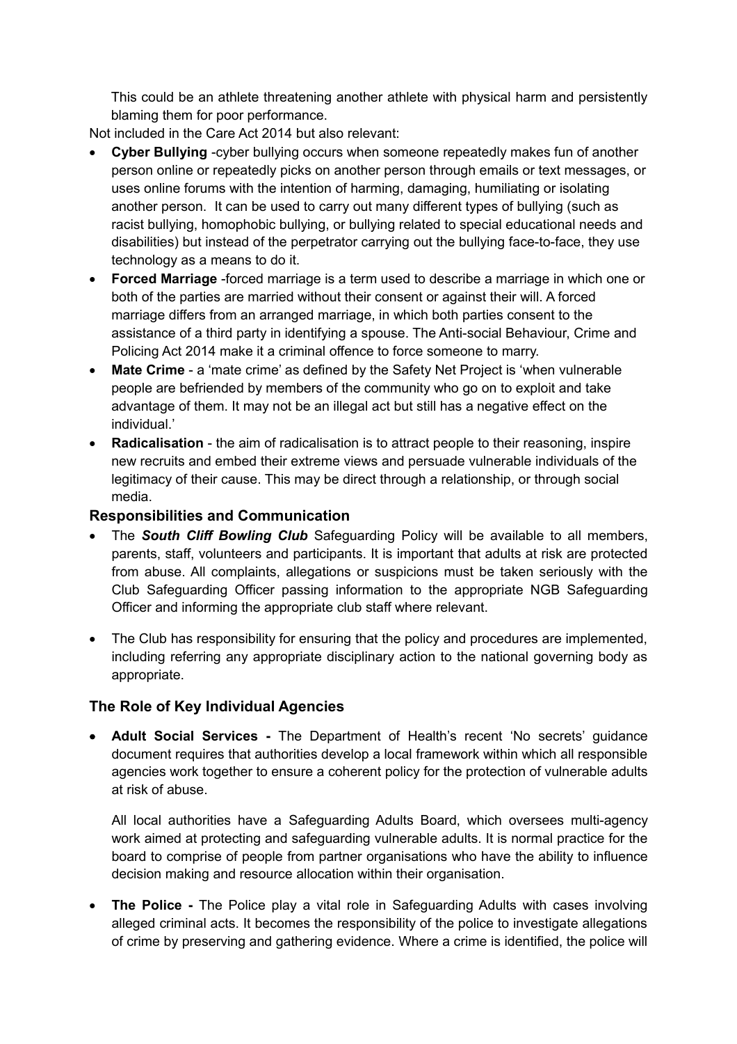This could be an athlete threatening another athlete with physical harm and persistently blaming them for poor performance.

Not included in the Care Act 2014 but also relevant:

- **Cyber Bullying** -cyber bullying occurs when someone repeatedly makes fun of another person online or repeatedly picks on another person through emails or text messages, or uses online forums with the intention of harming, damaging, humiliating or isolating another person. It can be used to carry out many different types of bullying (such as racist bullying, homophobic bullying, or bullying related to special educational needs and disabilities) but instead of the perpetrator carrying out the bullying face-to-face, they use technology as a means to do it.
- **Forced Marriage** -forced marriage is a term used to describe a marriage in which one or both of the parties are married without their consent or against their will. A forced marriage differs from an arranged marriage, in which both parties consent to the assistance of a third party in identifying a spouse. The Anti-social Behaviour, Crime and Policing Act 2014 make it a criminal offence to force someone to marry.
- **Mate Crime** - a 'mate crime' as defined by the Safety Net Project is 'when vulnerable people are befriended by members of the community who go on to exploit and take advantage of them. It may not be an illegal act but still has a negative effect on the individual.'
- **Radicalisation** - the aim of radicalisation is to attract people to their reasoning, inspire new recruits and embed their extreme views and persuade vulnerable individuals of the legitimacy of their cause. This may be direct through a relationship, or through social media.

### Responsibilities and Communication

- The ***South Cliff Bowling Club*** Safeguarding Policy will be available to all members, parents, staff, volunteers and participants. It is important that adults at risk are protected from abuse. All complaints, allegations or suspicions must be taken seriously with the Club Safeguarding Officer passing information to the appropriate NGB Safeguarding Officer and informing the appropriate club staff where relevant.

- The Club has responsibility for ensuring that the policy and procedures are implemented, including referring any appropriate disciplinary action to the national governing body as appropriate.

### The Role of Key Individual Agencies

- **Adult Social Services -** The Department of Health's recent 'No secrets' guidance document requires that authorities develop a local framework within which all responsible agencies work together to ensure a coherent policy for the protection of vulnerable adults at risk of abuse.

  All local authorities have a Safeguarding Adults Board, which oversees multi-agency work aimed at protecting and safeguarding vulnerable adults. It is normal practice for the board to comprise of people from partner organisations who have the ability to influence decision making and resource allocation within their organisation.

- **The Police -** The Police play a vital role in Safeguarding Adults with cases involving alleged criminal acts. It becomes the responsibility of the police to investigate allegations of crime by preserving and gathering evidence. Where a crime is identified, the police will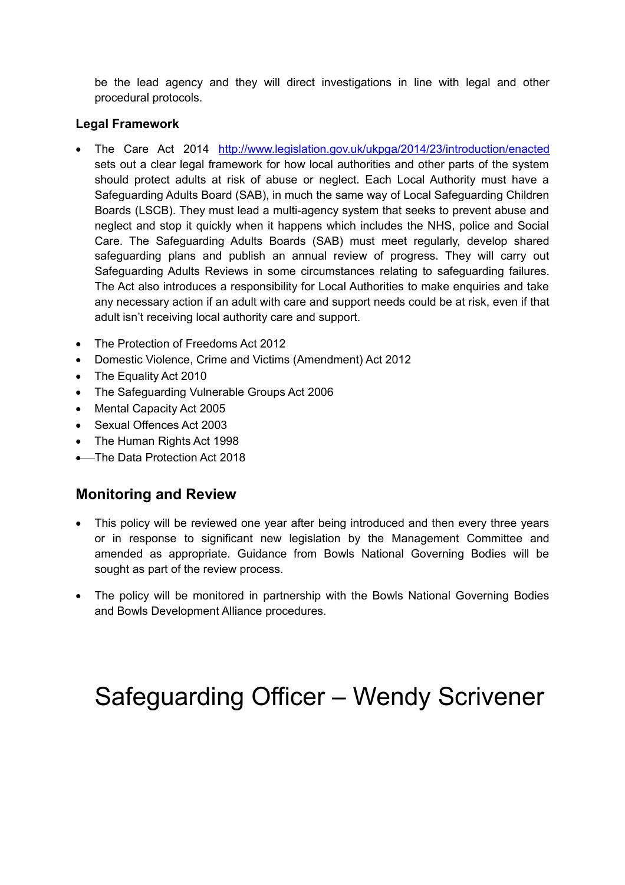be the lead agency and they will direct investigations in line with legal and other procedural protocols.

**Legal Framework**

- The Care Act 2014 http://www.legislation.gov.uk/ukpga/2014/23/introduction/enacted sets out a clear legal framework for how local authorities and other parts of the system should protect adults at risk of abuse or neglect. Each Local Authority must have a Safeguarding Adults Board (SAB), in much the same way of Local Safeguarding Children Boards (LSCB). They must lead a multi-agency system that seeks to prevent abuse and neglect and stop it quickly when it happens which includes the NHS, police and Social Care. The Safeguarding Adults Boards (SAB) must meet regularly, develop shared safeguarding plans and publish an annual review of progress. They will carry out Safeguarding Adults Reviews in some circumstances relating to safeguarding failures. The Act also introduces a responsibility for Local Authorities to make enquiries and take any necessary action if an adult with care and support needs could be at risk, even if that adult isn't receiving local authority care and support.

- The Protection of Freedoms Act 2012
- Domestic Violence, Crime and Victims (Amendment) Act 2012
- The Equality Act 2010
- The Safeguarding Vulnerable Groups Act 2006
- Mental Capacity Act 2005
- Sexual Offences Act 2003
- The Human Rights Act 1998
- The Data Protection Act 2018

## Monitoring and Review

- This policy will be reviewed one year after being introduced and then every three years or in response to significant new legislation by the Management Committee and amended as appropriate. Guidance from Bowls National Governing Bodies will be sought as part of the review process.

- The policy will be monitored in partnership with the Bowls National Governing Bodies and Bowls Development Alliance procedures.

# Safeguarding Officer – Wendy Scrivener